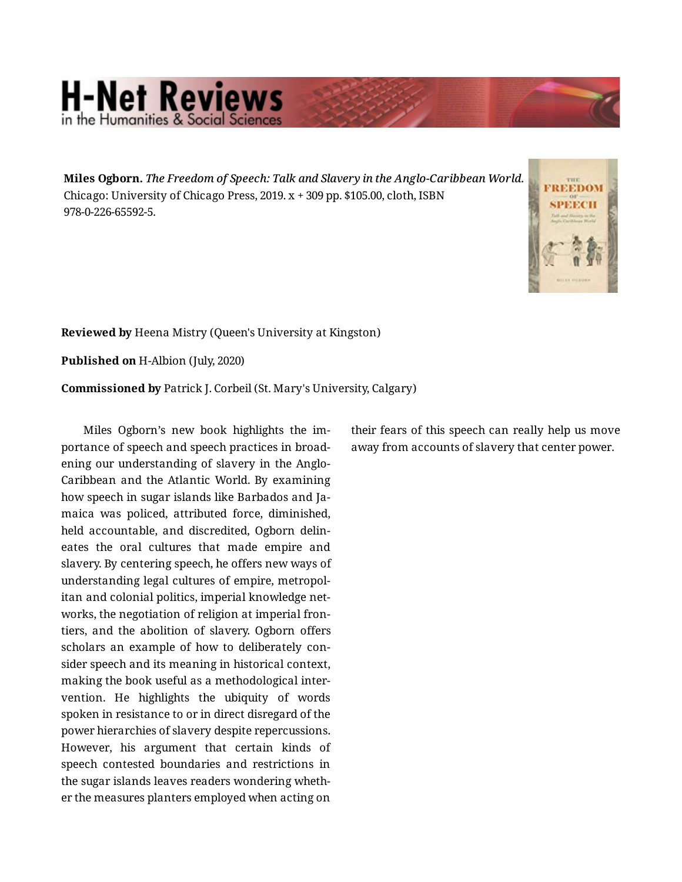# H-Net Reviews
in the Humanities & Social Sciences

**Miles Ogborn.** *The Freedom of Speech: Talk and Slavery in the Anglo-Caribbean World.* Chicago: University of Chicago Press, 2019. x + 309 pp. $105.00, cloth, ISBN 978-0-226-65592-5.

**Reviewed by** Heena Mistry (Queen's University at Kingston)

**Published on** H-Albion (July, 2020)

**Commissioned by** Patrick J. Corbeil (St. Mary's University, Calgary)

Miles Ogborn's new book highlights the importance of speech and speech practices in broadening our understanding of slavery in the Anglo-Caribbean and the Atlantic World. By examining how speech in sugar islands like Barbados and Jamaica was policed, attributed force, diminished, held accountable, and discredited, Ogborn delineates the oral cultures that made empire and slavery. By centering speech, he offers new ways of understanding legal cultures of empire, metropolitan and colonial politics, imperial knowledge networks, the negotiation of religion at imperial frontiers, and the abolition of slavery. Ogborn offers scholars an example of how to deliberately consider speech and its meaning in historical context, making the book useful as a methodological intervention. He highlights the ubiquity of words spoken in resistance to or in direct disregard of the power hierarchies of slavery despite repercussions. However, his argument that certain kinds of speech contested boundaries and restrictions in the sugar islands leaves readers wondering whether the measures planters employed when acting on their fears of this speech can really help us move away from accounts of slavery that center power.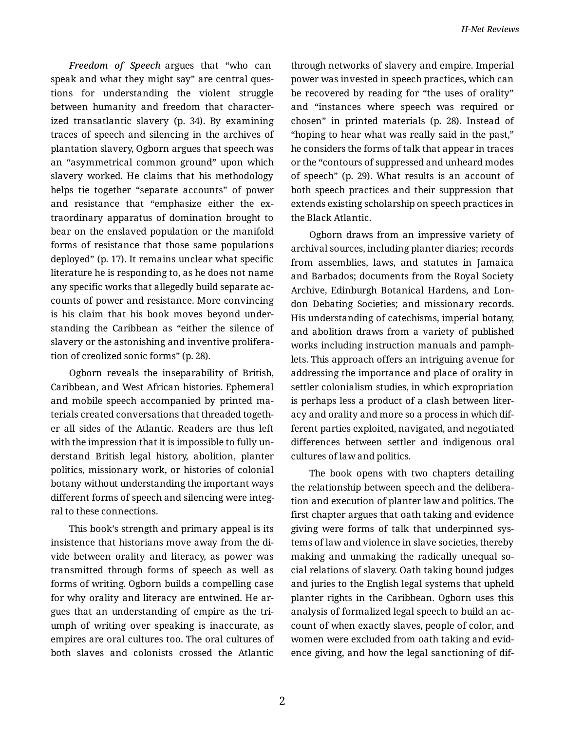*Freedom of Speech* argues that "who can speak and what they might say" are central questions for understanding the violent struggle between humanity and freedom that characterized transatlantic slavery (p. 34). By examining traces of speech and silencing in the archives of plantation slavery, Ogborn argues that speech was an "asymmetrical common ground" upon which slavery worked. He claims that his methodology helps tie together "separate accounts" of power and resistance that "emphasize either the extraordinary apparatus of domination brought to bear on the enslaved population or the manifold forms of resistance that those same populations deployed" (p. 17). It remains unclear what specific literature he is responding to, as he does not name any specific works that allegedly build separate accounts of power and resistance. More convincing is his claim that his book moves beyond understanding the Caribbean as "either the silence of slavery or the astonishing and inventive proliferation of creolized sonic forms" (p. 28).

Ogborn reveals the inseparability of British, Caribbean, and West African histories. Ephemeral and mobile speech accompanied by printed materials created conversations that threaded together all sides of the Atlantic. Readers are thus left with the impression that it is impossible to fully understand British legal history, abolition, planter politics, missionary work, or histories of colonial botany without understanding the important ways different forms of speech and silencing were integral to these connections.

This book's strength and primary appeal is its insistence that historians move away from the divide between orality and literacy, as power was transmitted through forms of speech as well as forms of writing. Ogborn builds a compelling case for why orality and literacy are entwined. He argues that an understanding of empire as the triumph of writing over speaking is inaccurate, as empires are oral cultures too. The oral cultures of both slaves and colonists crossed the Atlantic through networks of slavery and empire. Imperial power was invested in speech practices, which can be recovered by reading for "the uses of orality" and "instances where speech was required or chosen" in printed materials (p. 28). Instead of "hoping to hear what was really said in the past," he considers the forms of talk that appear in traces or the "contours of suppressed and unheard modes of speech" (p. 29). What results is an account of both speech practices and their suppression that extends existing scholarship on speech practices in the Black Atlantic.

Ogborn draws from an impressive variety of archival sources, including planter diaries; records from assemblies, laws, and statutes in Jamaica and Barbados; documents from the Royal Society Archive, Edinburgh Botanical Hardens, and London Debating Societies; and missionary records. His understanding of catechisms, imperial botany, and abolition draws from a variety of published works including instruction manuals and pamphlets. This approach offers an intriguing avenue for addressing the importance and place of orality in settler colonialism studies, in which expropriation is perhaps less a product of a clash between literacy and orality and more so a process in which different parties exploited, navigated, and negotiated differences between settler and indigenous oral cultures of law and politics.

The book opens with two chapters detailing the relationship between speech and the deliberation and execution of planter law and politics. The first chapter argues that oath taking and evidence giving were forms of talk that underpinned systems of law and violence in slave societies, thereby making and unmaking the radically unequal social relations of slavery. Oath taking bound judges and juries to the English legal systems that upheld planter rights in the Caribbean. Ogborn uses this analysis of formalized legal speech to build an account of when exactly slaves, people of color, and women were excluded from oath taking and evidence giving, and how the legal sanctioning of dif-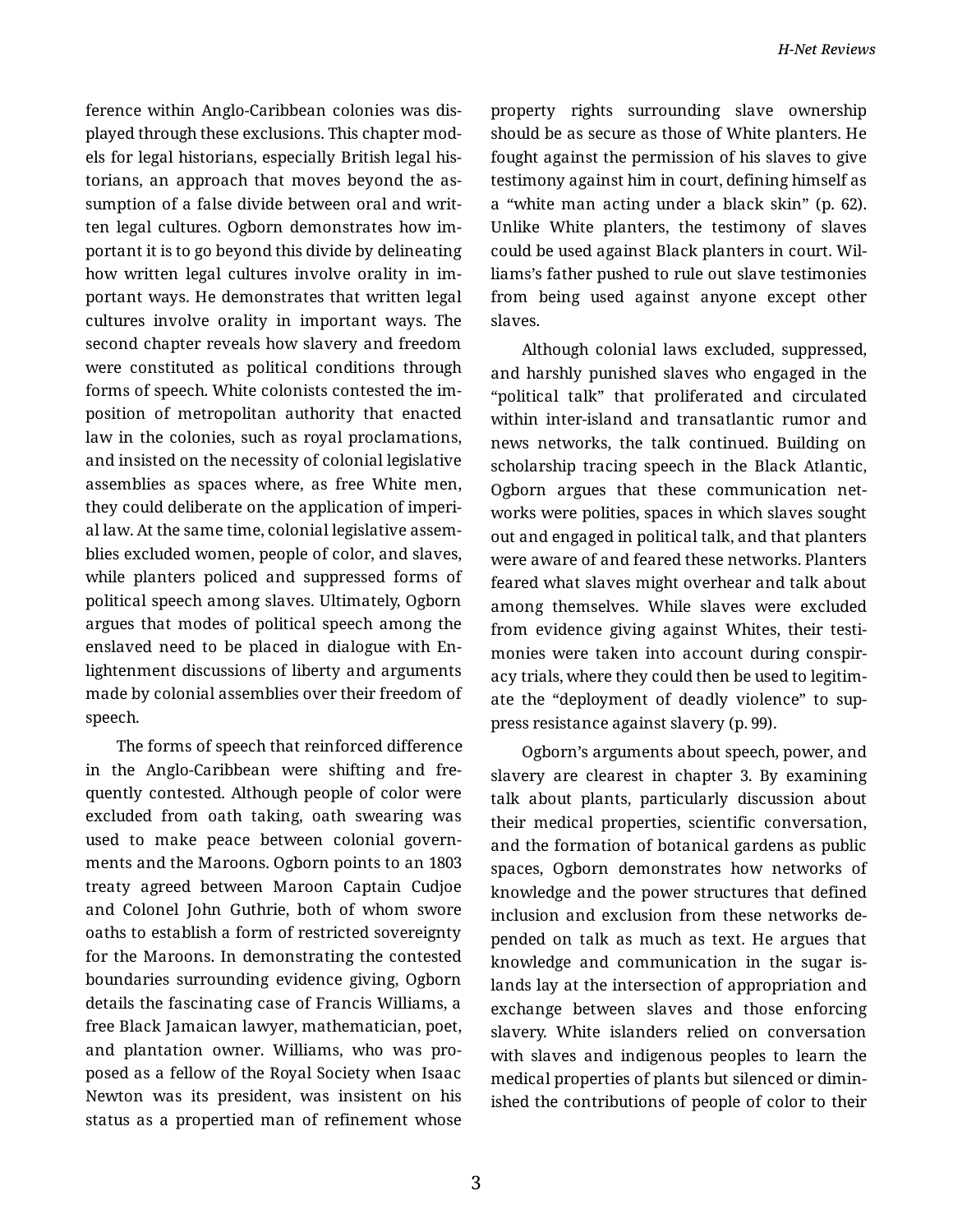ference within Anglo-Caribbean colonies was displayed through these exclusions. This chapter models for legal historians, especially British legal historians, an approach that moves beyond the assumption of a false divide between oral and written legal cultures. Ogborn demonstrates how important it is to go beyond this divide by delineating how written legal cultures involve orality in important ways. He demonstrates that written legal cultures involve orality in important ways. The second chapter reveals how slavery and freedom were constituted as political conditions through forms of speech. White colonists contested the imposition of metropolitan authority that enacted law in the colonies, such as royal proclamations, and insisted on the necessity of colonial legislative assemblies as spaces where, as free White men, they could deliberate on the application of imperial law. At the same time, colonial legislative assemblies excluded women, people of color, and slaves, while planters policed and suppressed forms of political speech among slaves. Ultimately, Ogborn argues that modes of political speech among the enslaved need to be placed in dialogue with Enlightenment discussions of liberty and arguments made by colonial assemblies over their freedom of speech.

The forms of speech that reinforced difference in the Anglo-Caribbean were shifting and frequently contested. Although people of color were excluded from oath taking, oath swearing was used to make peace between colonial governments and the Maroons. Ogborn points to an 1803 treaty agreed between Maroon Captain Cudjoe and Colonel John Guthrie, both of whom swore oaths to establish a form of restricted sovereignty for the Maroons. In demonstrating the contested boundaries surrounding evidence giving, Ogborn details the fascinating case of Francis Williams, a free Black Jamaican lawyer, mathematician, poet, and plantation owner. Williams, who was proposed as a fellow of the Royal Society when Isaac Newton was its president, was insistent on his status as a propertied man of refinement whose property rights surrounding slave ownership should be as secure as those of White planters. He fought against the permission of his slaves to give testimony against him in court, defining himself as a "white man acting under a black skin" (p. 62). Unlike White planters, the testimony of slaves could be used against Black planters in court. Williams's father pushed to rule out slave testimonies from being used against anyone except other slaves.

Although colonial laws excluded, suppressed, and harshly punished slaves who engaged in the "political talk" that proliferated and circulated within inter-island and transatlantic rumor and news networks, the talk continued. Building on scholarship tracing speech in the Black Atlantic, Ogborn argues that these communication networks were polities, spaces in which slaves sought out and engaged in political talk, and that planters were aware of and feared these networks. Planters feared what slaves might overhear and talk about among themselves. While slaves were excluded from evidence giving against Whites, their testimonies were taken into account during conspiracy trials, where they could then be used to legitimate the "deployment of deadly violence" to suppress resistance against slavery (p. 99).

Ogborn's arguments about speech, power, and slavery are clearest in chapter 3. By examining talk about plants, particularly discussion about their medical properties, scientific conversation, and the formation of botanical gardens as public spaces, Ogborn demonstrates how networks of knowledge and the power structures that defined inclusion and exclusion from these networks depended on talk as much as text. He argues that knowledge and communication in the sugar islands lay at the intersection of appropriation and exchange between slaves and those enforcing slavery. White islanders relied on conversation with slaves and indigenous peoples to learn the medical properties of plants but silenced or diminished the contributions of people of color to their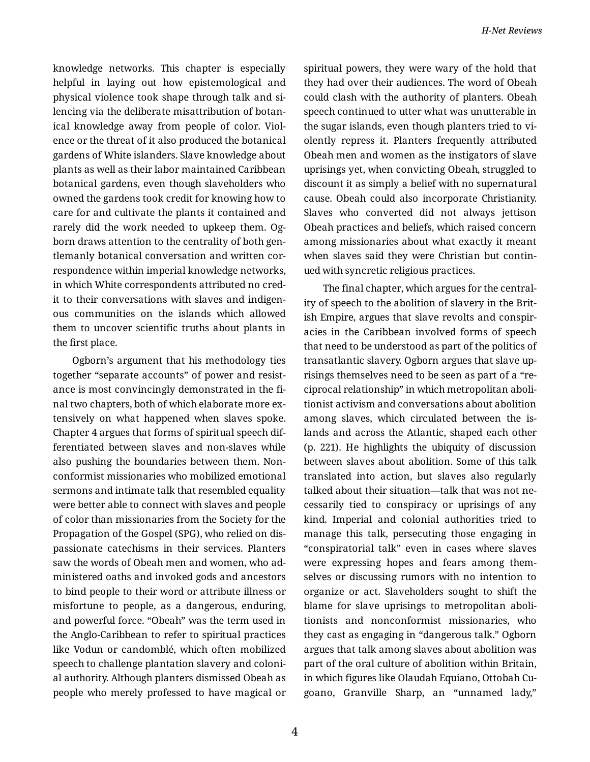knowledge networks. This chapter is especially helpful in laying out how epistemological and physical violence took shape through talk and silencing via the deliberate misattribution of botanical knowledge away from people of color. Violence or the threat of it also produced the botanical gardens of White islanders. Slave knowledge about plants as well as their labor maintained Caribbean botanical gardens, even though slaveholders who owned the gardens took credit for knowing how to care for and cultivate the plants it contained and rarely did the work needed to upkeep them. Ogborn draws attention to the centrality of both gentlemanly botanical conversation and written correspondence within imperial knowledge networks, in which White correspondents attributed no credit to their conversations with slaves and indigenous communities on the islands which allowed them to uncover scientific truths about plants in the first place.

Ogborn's argument that his methodology ties together "separate accounts" of power and resistance is most convincingly demonstrated in the final two chapters, both of which elaborate more extensively on what happened when slaves spoke. Chapter 4 argues that forms of spiritual speech differentiated between slaves and non-slaves while also pushing the boundaries between them. Nonconformist missionaries who mobilized emotional sermons and intimate talk that resembled equality were better able to connect with slaves and people of color than missionaries from the Society for the Propagation of the Gospel (SPG), who relied on dispassionate catechisms in their services. Planters saw the words of Obeah men and women, who administered oaths and invoked gods and ancestors to bind people to their word or attribute illness or misfortune to people, as a dangerous, enduring, and powerful force. "Obeah" was the term used in the Anglo-Caribbean to refer to spiritual practices like Vodun or candomblé, which often mobilized speech to challenge plantation slavery and colonial authority. Although planters dismissed Obeah as people who merely professed to have magical or spiritual powers, they were wary of the hold that they had over their audiences. The word of Obeah could clash with the authority of planters. Obeah speech continued to utter what was unutterable in the sugar islands, even though planters tried to violently repress it. Planters frequently attributed Obeah men and women as the instigators of slave uprisings yet, when convicting Obeah, struggled to discount it as simply a belief with no supernatural cause. Obeah could also incorporate Christianity. Slaves who converted did not always jettison Obeah practices and beliefs, which raised concern among missionaries about what exactly it meant when slaves said they were Christian but continued with syncretic religious practices.

The final chapter, which argues for the centrality of speech to the abolition of slavery in the British Empire, argues that slave revolts and conspiracies in the Caribbean involved forms of speech that need to be understood as part of the politics of transatlantic slavery. Ogborn argues that slave uprisings themselves need to be seen as part of a "reciprocal relationship" in which metropolitan abolitionist activism and conversations about abolition among slaves, which circulated between the islands and across the Atlantic, shaped each other (p. 221). He highlights the ubiquity of discussion between slaves about abolition. Some of this talk translated into action, but slaves also regularly talked about their situation—talk that was not necessarily tied to conspiracy or uprisings of any kind. Imperial and colonial authorities tried to manage this talk, persecuting those engaging in "conspiratorial talk" even in cases where slaves were expressing hopes and fears among themselves or discussing rumors with no intention to organize or act. Slaveholders sought to shift the blame for slave uprisings to metropolitan abolitionists and nonconformist missionaries, who they cast as engaging in "dangerous talk." Ogborn argues that talk among slaves about abolition was part of the oral culture of abolition within Britain, in which figures like Olaudah Equiano, Ottobah Cugoano, Granville Sharp, an "unnamed lady,"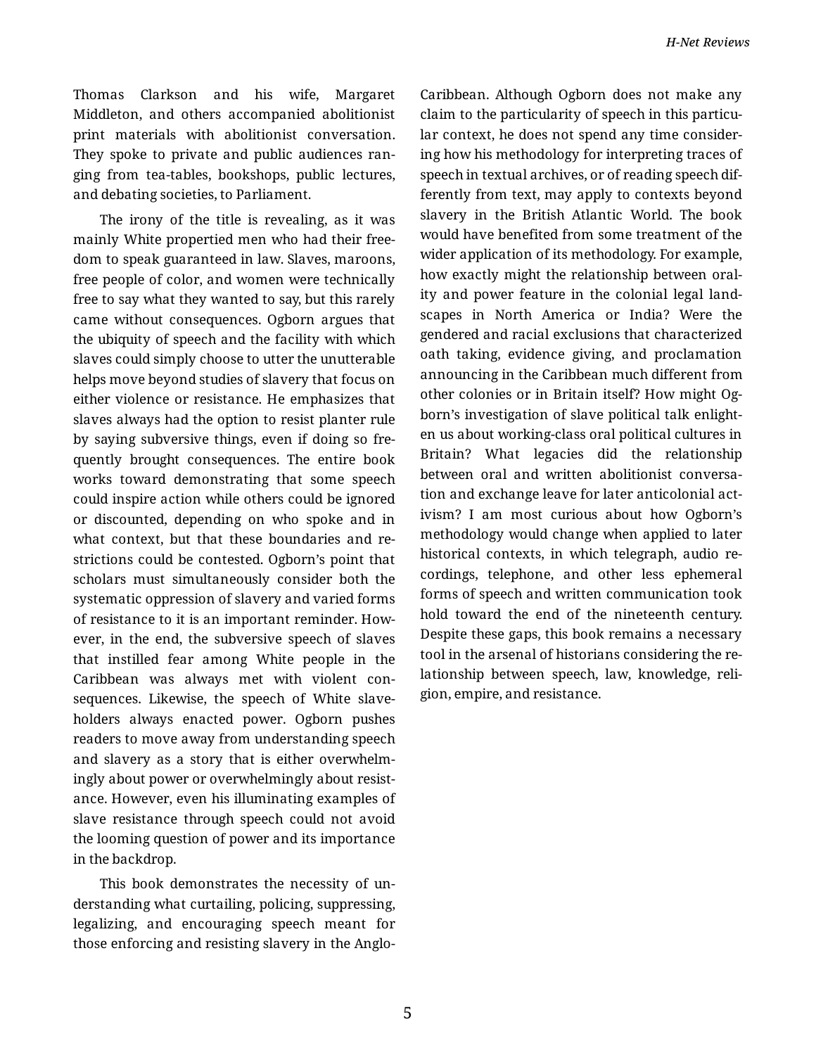Thomas Clarkson and his wife, Margaret Middleton, and others accompanied abolitionist print materials with abolitionist conversation. They spoke to private and public audiences ranging from tea-tables, bookshops, public lectures, and debating societies, to Parliament.

The irony of the title is revealing, as it was mainly White propertied men who had their freedom to speak guaranteed in law. Slaves, maroons, free people of color, and women were technically free to say what they wanted to say, but this rarely came without consequences. Ogborn argues that the ubiquity of speech and the facility with which slaves could simply choose to utter the unutterable helps move beyond studies of slavery that focus on either violence or resistance. He emphasizes that slaves always had the option to resist planter rule by saying subversive things, even if doing so frequently brought consequences. The entire book works toward demonstrating that some speech could inspire action while others could be ignored or discounted, depending on who spoke and in what context, but that these boundaries and restrictions could be contested. Ogborn's point that scholars must simultaneously consider both the systematic oppression of slavery and varied forms of resistance to it is an important reminder. However, in the end, the subversive speech of slaves that instilled fear among White people in the Caribbean was always met with violent consequences. Likewise, the speech of White slaveholders always enacted power. Ogborn pushes readers to move away from understanding speech and slavery as a story that is either overwhelmingly about power or overwhelmingly about resistance. However, even his illuminating examples of slave resistance through speech could not avoid the looming question of power and its importance in the backdrop.

This book demonstrates the necessity of understanding what curtailing, policing, suppressing, legalizing, and encouraging speech meant for those enforcing and resisting slavery in the Anglo-Caribbean. Although Ogborn does not make any claim to the particularity of speech in this particular context, he does not spend any time considering how his methodology for interpreting traces of speech in textual archives, or of reading speech differently from text, may apply to contexts beyond slavery in the British Atlantic World. The book would have benefited from some treatment of the wider application of its methodology. For example, how exactly might the relationship between orality and power feature in the colonial legal landscapes in North America or India? Were the gendered and racial exclusions that characterized oath taking, evidence giving, and proclamation announcing in the Caribbean much different from other colonies or in Britain itself? How might Ogborn's investigation of slave political talk enlighten us about working-class oral political cultures in Britain? What legacies did the relationship between oral and written abolitionist conversation and exchange leave for later anticolonial activism? I am most curious about how Ogborn's methodology would change when applied to later historical contexts, in which telegraph, audio recordings, telephone, and other less ephemeral forms of speech and written communication took hold toward the end of the nineteenth century. Despite these gaps, this book remains a necessary tool in the arsenal of historians considering the relationship between speech, law, knowledge, religion, empire, and resistance.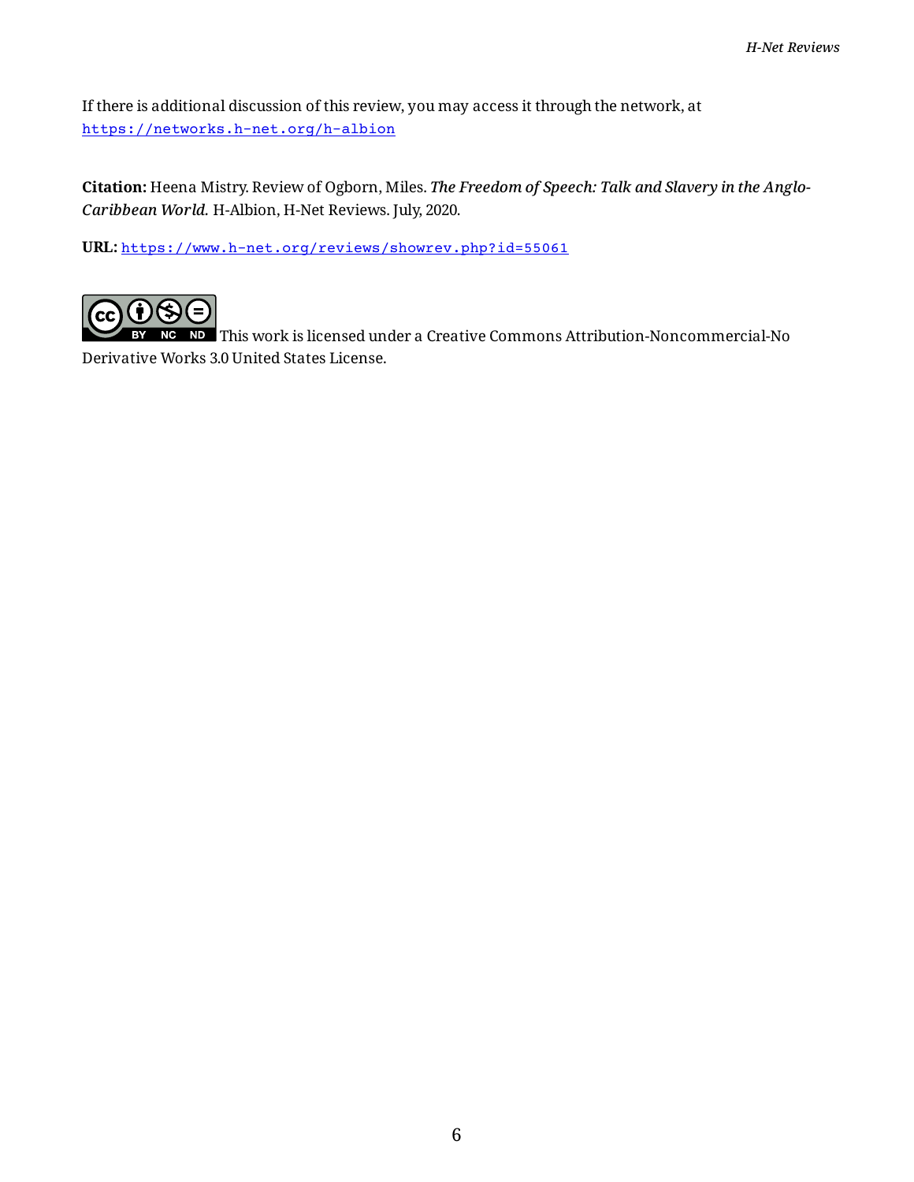If there is additional discussion of this review, you may access it through the network, at https://networks.h-net.org/h-albion

**Citation:** Heena Mistry. Review of Ogborn, Miles. *The Freedom of Speech: Talk and Slavery in the Anglo-Caribbean World.* H-Albion, H-Net Reviews. July, 2020.

**URL:** https://www.h-net.org/reviews/showrev.php?id=55061

This work is licensed under a Creative Commons Attribution-Noncommercial-No Derivative Works 3.0 United States License.